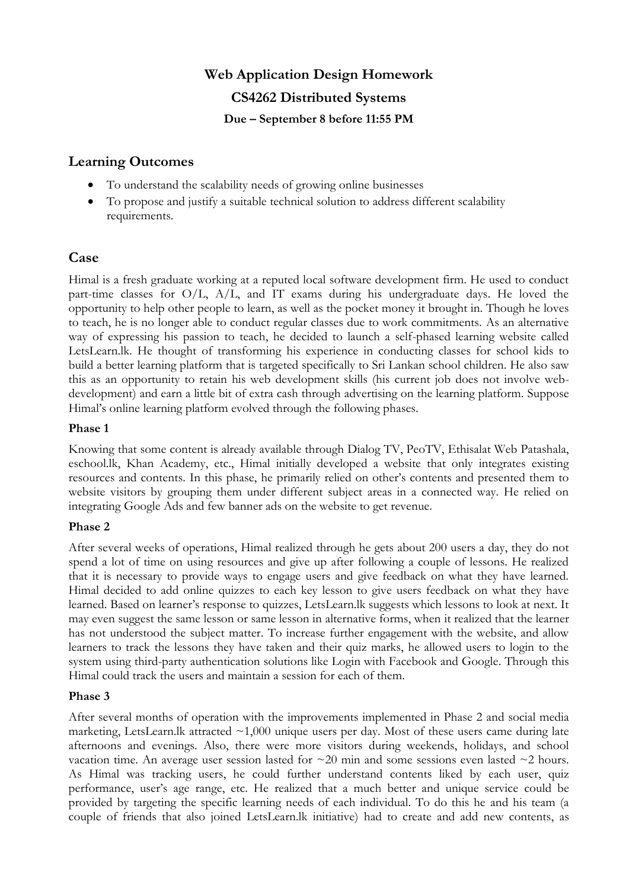# Web Application Design Homework

# CS4262 Distributed Systems

**Due – September 8 before 11:55 PM**

## Learning Outcomes

- To understand the scalability needs of growing online businesses
- To propose and justify a suitable technical solution to address different scalability requirements.

## Case

Himal is a fresh graduate working at a reputed local software development firm. He used to conduct part-time classes for O/L, A/L, and IT exams during his undergraduate days. He loved the opportunity to help other people to learn, as well as the pocket money it brought in. Though he loves to teach, he is no longer able to conduct regular classes due to work commitments. As an alternative way of expressing his passion to teach, he decided to launch a self-phased learning website called LetsLearn.lk. He thought of transforming his experience in conducting classes for school kids to build a better learning platform that is targeted specifically to Sri Lankan school children. He also saw this as an opportunity to retain his web development skills (his current job does not involve web-development) and earn a little bit of extra cash through advertising on the learning platform. Suppose Himal's online learning platform evolved through the following phases.

### Phase 1

Knowing that some content is already available through Dialog TV, PeoTV, Ethisalat Web Patashala, eschool.lk, Khan Academy, etc., Himal initially developed a website that only integrates existing resources and contents. In this phase, he primarily relied on other's contents and presented them to website visitors by grouping them under different subject areas in a connected way. He relied on integrating Google Ads and few banner ads on the website to get revenue.

### Phase 2

After several weeks of operations, Himal realized through he gets about 200 users a day, they do not spend a lot of time on using resources and give up after following a couple of lessons. He realized that it is necessary to provide ways to engage users and give feedback on what they have learned. Himal decided to add online quizzes to each key lesson to give users feedback on what they have learned. Based on learner's response to quizzes, LetsLearn.lk suggests which lessons to look at next. It may even suggest the same lesson or same lesson in alternative forms, when it realized that the learner has not understood the subject matter. To increase further engagement with the website, and allow learners to track the lessons they have taken and their quiz marks, he allowed users to login to the system using third-party authentication solutions like Login with Facebook and Google. Through this Himal could track the users and maintain a session for each of them.

### Phase 3

After several months of operation with the improvements implemented in Phase 2 and social media marketing, LetsLearn.lk attracted ~1,000 unique users per day. Most of these users came during late afternoons and evenings. Also, there were more visitors during weekends, holidays, and school vacation time. An average user session lasted for ~20 min and some sessions even lasted ~2 hours. As Himal was tracking users, he could further understand contents liked by each user, quiz performance, user's age range, etc. He realized that a much better and unique service could be provided by targeting the specific learning needs of each individual. To do this he and his team (a couple of friends that also joined LetsLearn.lk initiative) had to create and add new contents, as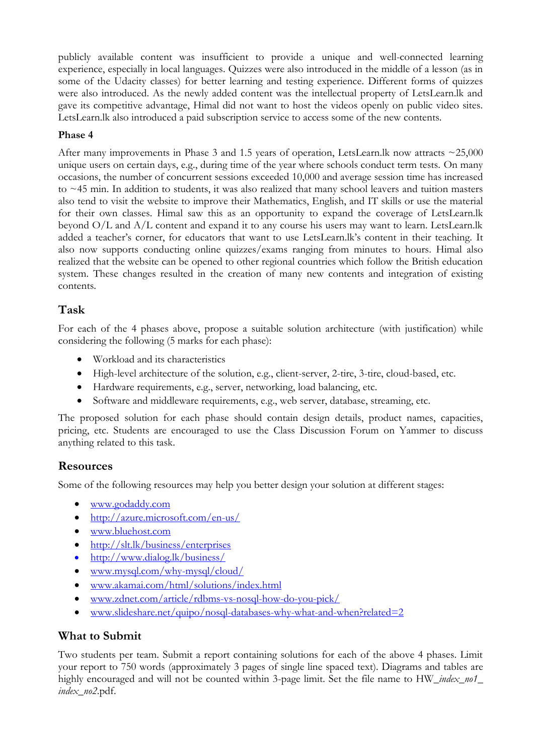publicly available content was insufficient to provide a unique and well-connected learning experience, especially in local languages. Quizzes were also introduced in the middle of a lesson (as in some of the Udacity classes) for better learning and testing experience. Different forms of quizzes were also introduced. As the newly added content was the intellectual property of LetsLearn.lk and gave its competitive advantage, Himal did not want to host the videos openly on public video sites. LetsLearn.lk also introduced a paid subscription service to access some of the new contents.

**Phase 4**

After many improvements in Phase 3 and 1.5 years of operation, LetsLearn.lk now attracts ~25,000 unique users on certain days, e.g., during time of the year where schools conduct term tests. On many occasions, the number of concurrent sessions exceeded 10,000 and average session time has increased to ~45 min. In addition to students, it was also realized that many school leavers and tuition masters also tend to visit the website to improve their Mathematics, English, and IT skills or use the material for their own classes. Himal saw this as an opportunity to expand the coverage of LetsLearn.lk beyond O/L and A/L content and expand it to any course his users may want to learn. LetsLearn.lk added a teacher's corner, for educators that want to use LetsLearn.lk's content in their teaching. It also now supports conducting online quizzes/exams ranging from minutes to hours. Himal also realized that the website can be opened to other regional countries which follow the British education system. These changes resulted in the creation of many new contents and integration of existing contents.

## Task

For each of the 4 phases above, propose a suitable solution architecture (with justification) while considering the following (5 marks for each phase):

- Workload and its characteristics
- High-level architecture of the solution, e.g., client-server, 2-tire, 3-tire, cloud-based, etc.
- Hardware requirements, e.g., server, networking, load balancing, etc.
- Software and middleware requirements, e.g., web server, database, streaming, etc.

The proposed solution for each phase should contain design details, product names, capacities, pricing, etc. Students are encouraged to use the Class Discussion Forum on Yammer to discuss anything related to this task.

## Resources

Some of the following resources may help you better design your solution at different stages:

- www.godaddy.com
- http://azure.microsoft.com/en-us/
- www.bluehost.com
- http://slt.lk/business/enterprises
- http://www.dialog.lk/business/
- www.mysql.com/why-mysql/cloud/
- www.akamai.com/html/solutions/index.html
- www.zdnet.com/article/rdbms-vs-nosql-how-do-you-pick/
- www.slideshare.net/quipo/nosql-databases-why-what-and-when?related=2

## What to Submit

Two students per team. Submit a report containing solutions for each of the above 4 phases. Limit your report to 750 words (approximately 3 pages of single line spaced text). Diagrams and tables are highly encouraged and will not be counted within 3-page limit. Set the file name to HW_*index_no1*_*index_no2*.pdf.